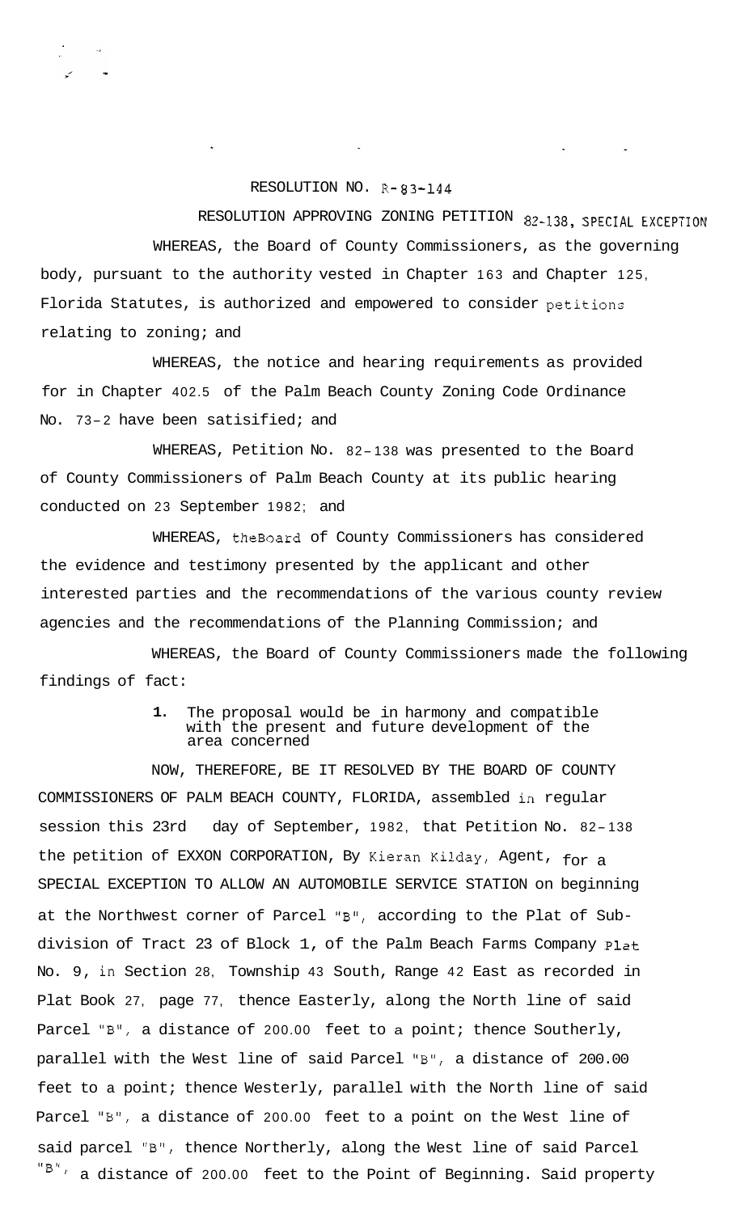RESOLUTION NO. R-83-144

RESOLUTION APPROVING ZONING PETITION 82-138, SPECIAL EXCEPTION

WHEREAS, the Board of County Commissioners, as the governing body, pursuant to the authority vested in Chapter 163 and Chapter 125, Florida Statutes, is authorized and empowered to consider petitions relating to zoning; and

WHEREAS, the notice and hearing requirements as provided for in Chapter 402.5 of the Palm Beach County Zoning Code Ordinance No. 73-2 have been satisified; and

WHEREAS, Petition No. 82-138 was presented to the Board of County Commissioners of Palm Beach County at its public hearing conducted on 23 September 1982; and

WHEREAS, theBoard of County Commissioners has considered the evidence and testimony presented by the applicant and other interested parties and the recommendations of the various county review agencies and the recommendations of the Planning Commission; and

WHEREAS, the Board of County Commissioners made the following findings of fact:

1. The proposal would be in harmony and compatible with the present and future development of the area concerned

NOW, THEREFORE, BE IT RESOLVED BY THE BOARD OF COUNTY COMMISSIONERS OF PALM BEACH COUNTY, FLORIDA, assembled in regular session this 23rd day of September, 1982, that Petition No. 82-138 the petition of EXXON CORPORATION, By Kieran Kilday, Agent, for a SPECIAL EXCEPTION TO ALLOW AN AUTOMOBILE SERVICE STATION on beginning at the Northwest corner of Parcel "B", according to the Plat of Subdivision of Tract 23 of Block 1, of the Palm Beach Farms Company Plat No. 9, in Section 28, Township 43 South, Range 42 East as recorded in Plat Book 27, page 77, thence Easterly, along the North line of said Parcel "B", a distance of 200.00 feet to a point; thence Southerly, parallel with the West line of said Parcel "B", a distance of 200.00 feet to a point; thence Westerly, parallel with the North line of said Parcel "B", a distance of 200.00 feet to a point on the West line of said parcel "B", thence Northerly, along the West line of said Parcel "B", a distance of 200.00 feet to the Point of Beginning. Said property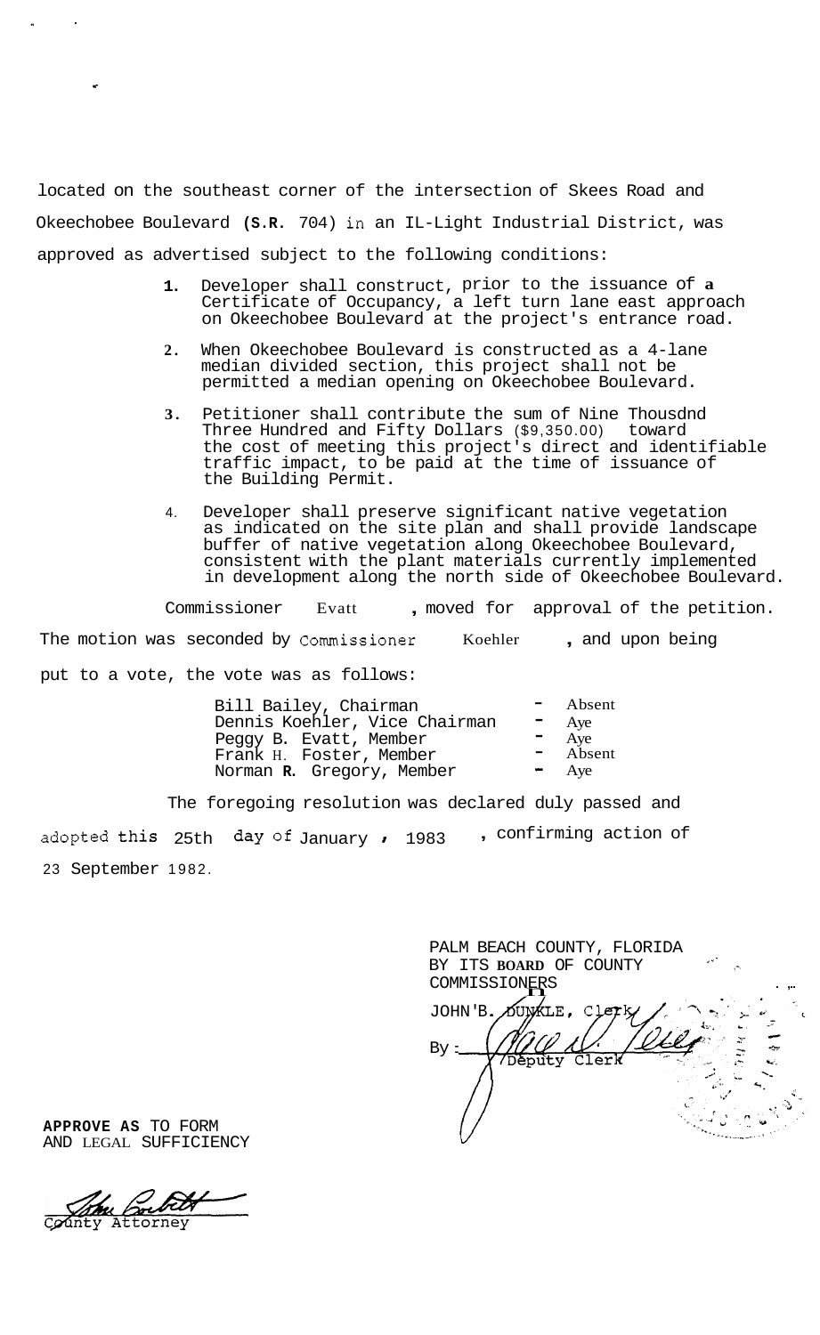located on the southeast corner of the intersection of Skees Road and Okeechobee Boulevard (S.R. 704) in an IL-Light Industrial District, was approved as advertised subject to the following conditions:

1. Developer shall construct, prior to the issuance of a Certificate of Occupancy, a left turn lane east approach on Okeechobee Boulevard at the project's entrance road.

2. When Okeechobee Boulevard is constructed as a 4-lane median divided section, this project shall not be permitted a median opening on Okeechobee Boulevard.

3. Petitioner shall contribute the sum of Nine Thousdnd Three Hundred and Fifty Dollars ($9,350.00) toward the cost of meeting this project's direct and identifiable traffic impact, to be paid at the time of issuance of the Building Permit.

4. Developer shall preserve significant native vegetation as indicated on the site plan and shall provide landscape buffer of native vegetation along Okeechobee Boulevard, consistent with the plant materials currently implemented in development along the north side of Okeechobee Boulevard.

Commissioner Evatt, moved for approval of the petition. The motion was seconded by Commissioner Koehler, and upon being put to a vote, the vote was as follows:

| | |
|---|---|
| Bill Bailey, Chairman | - Absent |
| Dennis Koehler, Vice Chairman | - Aye |
| Peggy B. Evatt, Member | - Aye |
| Frank H. Foster, Member | - Absent |
| Norman R. Gregory, Member | - Aye |

The foregoing resolution was declared duly passed and adopted this 25th day of January, 1983, confirming action of 23 September 1982.

PALM BEACH COUNTY, FLORIDA
BY ITS BOARD OF COUNTY COMMISSIONERS

JOHN B. DUNKLE, Clerk

By: Deputy Clerk

APPROVE AS TO FORM AND LEGAL SUFFICIENCY

County Attorney